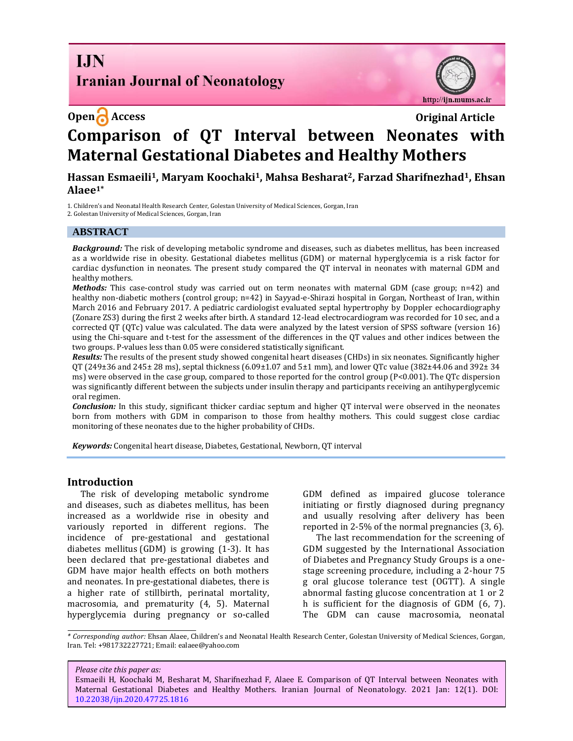Open Access

Original Article

# Comparison of QT Interval between Neonates with Maternal Gestational Diabetes and Healthy Mothers

**Hassan Esmaeili[1], Maryam Koochaki[1], Mahsa Besharat[2], Farzad Sharifnezhad[1], Ehsan Alaee[1*]**

1. Children's and Neonatal Health Research Center, Golestan University of Medical Sciences, Gorgan, Iran
2. Golestan University of Medical Sciences, Gorgan, Iran

## ABSTRACT

***Background:*** The risk of developing metabolic syndrome and diseases, such as diabetes mellitus, has been increased as a worldwide rise in obesity. Gestational diabetes mellitus (GDM) or maternal hyperglycemia is a risk factor for cardiac dysfunction in neonates. The present study compared the QT interval in neonates with maternal GDM and healthy mothers.

***Methods:*** This case-control study was carried out on term neonates with maternal GDM (case group; n=42) and healthy non-diabetic mothers (control group; n=42) in Sayyad-e-Shirazi hospital in Gorgan, Northeast of Iran, within March 2016 and February 2017. A pediatric cardiologist evaluated septal hypertrophy by Doppler echocardiography (Zonare ZS3) during the first 2 weeks after birth. A standard 12-lead electrocardiogram was recorded for 10 sec, and a corrected QT (QTc) value was calculated. The data were analyzed by the latest version of SPSS software (version 16) using the Chi-square and t-test for the assessment of the differences in the QT values and other indices between the two groups. P-values less than 0.05 were considered statistically significant.

***Results:*** The results of the present study showed congenital heart diseases (CHDs) in six neonates. Significantly higher QT (249±36 and 245± 28 ms), septal thickness (6.09±1.07 and 5±1 mm), and lower QTc value (382±44.06 and 392± 34 ms) were observed in the case group, compared to those reported for the control group (P<0.001). The QTc dispersion was significantly different between the subjects under insulin therapy and participants receiving an antihyperglycemic oral regimen.

***Conclusion:*** In this study, significant thicker cardiac septum and higher QT interval were observed in the neonates born from mothers with GDM in comparison to those from healthy mothers. This could suggest close cardiac monitoring of these neonates due to the higher probability of CHDs.

***Keywords:*** Congenital heart disease, Diabetes, Gestational, Newborn, QT interval

## Introduction

The risk of developing metabolic syndrome and diseases, such as diabetes mellitus, has been increased as a worldwide rise in obesity and variously reported in different regions. The incidence of pre-gestational and gestational diabetes mellitus (GDM) is growing (1-3). It has been declared that pre-gestational diabetes and GDM have major health effects on both mothers and neonates. In pre-gestational diabetes, there is a higher rate of stillbirth, perinatal mortality, macrosomia, and prematurity (4, 5). Maternal hyperglycemia during pregnancy or so-called GDM defined as impaired glucose tolerance initiating or firstly diagnosed during pregnancy and usually resolving after delivery has been reported in 2-5% of the normal pregnancies (3, 6).

The last recommendation for the screening of GDM suggested by the International Association of Diabetes and Pregnancy Study Groups is a one-stage screening procedure, including a 2-hour 75 g oral glucose tolerance test (OGTT). A single abnormal fasting glucose concentration at 1 or 2 h is sufficient for the diagnosis of GDM (6, 7). The GDM can cause macrosomia, neonatal

---

*\* Corresponding author:* Ehsan Alaee, Children's and Neonatal Health Research Center, Golestan University of Medical Sciences, Gorgan, Iran. Tel: +981732227721; Email: ealaee@yahoo.com

*Please cite this paper as:*
Esmaeili H, Koochaki M, Besharat M, Sharifnezhad F, Alaee E. Comparison of QT Interval between Neonates with Maternal Gestational Diabetes and Healthy Mothers. Iranian Journal of Neonatology. 2021 Jan: 12(1). DOI: 10.22038/ijn.2020.47725.1816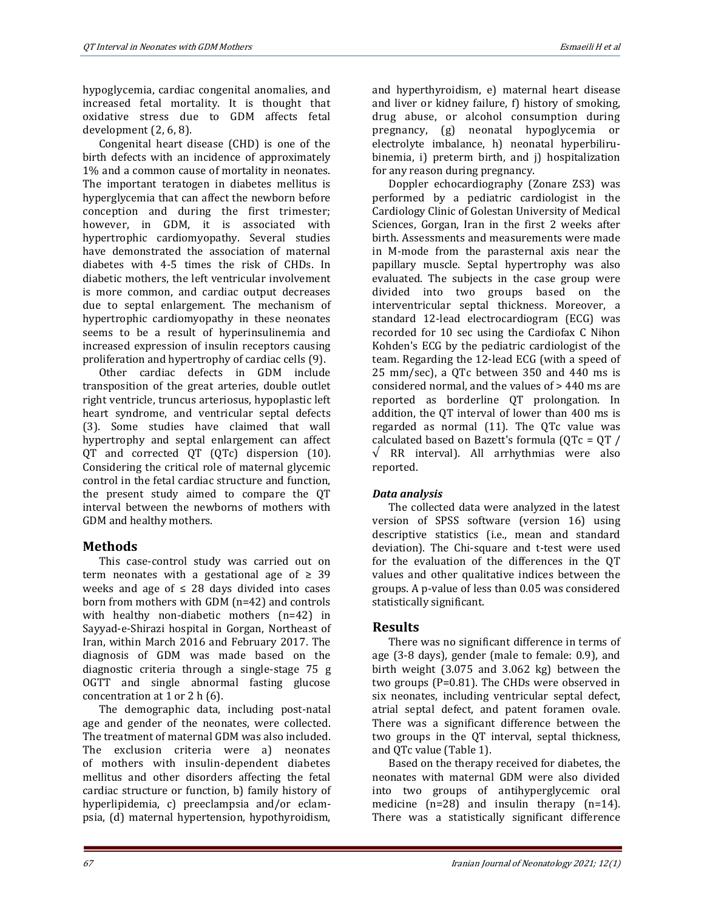hypoglycemia, cardiac congenital anomalies, and increased fetal mortality. It is thought that oxidative stress due to GDM affects fetal development (2, 6, 8).

Congenital heart disease (CHD) is one of the birth defects with an incidence of approximately 1% and a common cause of mortality in neonates. The important teratogen in diabetes mellitus is hyperglycemia that can affect the newborn before conception and during the first trimester; however, in GDM, it is associated with hypertrophic cardiomyopathy. Several studies have demonstrated the association of maternal diabetes with 4-5 times the risk of CHDs. In diabetic mothers, the left ventricular involvement is more common, and cardiac output decreases due to septal enlargement. The mechanism of hypertrophic cardiomyopathy in these neonates seems to be a result of hyperinsulinemia and increased expression of insulin receptors causing proliferation and hypertrophy of cardiac cells (9).

Other cardiac defects in GDM include transposition of the great arteries, double outlet right ventricle, truncus arteriosus, hypoplastic left heart syndrome, and ventricular septal defects (3). Some studies have claimed that wall hypertrophy and septal enlargement can affect QT and corrected QT (QTc) dispersion (10). Considering the critical role of maternal glycemic control in the fetal cardiac structure and function, the present study aimed to compare the QT interval between the newborns of mothers with GDM and healthy mothers.

## Methods

This case-control study was carried out on term neonates with a gestational age of ≥ 39 weeks and age of ≤ 28 days divided into cases born from mothers with GDM (n=42) and controls with healthy non-diabetic mothers (n=42) in Sayyad-e-Shirazi hospital in Gorgan, Northeast of Iran, within March 2016 and February 2017. The diagnosis of GDM was made based on the diagnostic criteria through a single-stage 75 g OGTT and single abnormal fasting glucose concentration at 1 or 2 h (6).

The demographic data, including post-natal age and gender of the neonates, were collected. The treatment of maternal GDM was also included. The exclusion criteria were a) neonates of mothers with insulin-dependent diabetes mellitus and other disorders affecting the fetal cardiac structure or function, b) family history of hyperlipidemia, c) preeclampsia and/or eclampsia, (d) maternal hypertension, hypothyroidism, and hyperthyroidism, e) maternal heart disease and liver or kidney failure, f) history of smoking, drug abuse, or alcohol consumption during pregnancy, (g) neonatal hypoglycemia or electrolyte imbalance, h) neonatal hyperbilirubinemia, i) preterm birth, and j) hospitalization for any reason during pregnancy.

Doppler echocardiography (Zonare ZS3) was performed by a pediatric cardiologist in the Cardiology Clinic of Golestan University of Medical Sciences, Gorgan, Iran in the first 2 weeks after birth. Assessments and measurements were made in M-mode from the parasternal axis near the papillary muscle. Septal hypertrophy was also evaluated. The subjects in the case group were divided into two groups based on the interventricular septal thickness. Moreover, a standard 12-lead electrocardiogram (ECG) was recorded for 10 sec using the Cardiofax C Nihon Kohden's ECG by the pediatric cardiologist of the team. Regarding the 12-lead ECG (with a speed of 25 mm/sec), a QTc between 350 and 440 ms is considered normal, and the values of > 440 ms are reported as borderline QT prolongation. In addition, the QT interval of lower than 400 ms is regarded as normal (11). The QTc value was calculated based on Bazett's formula ($QTc = QT / \sqrt{RR \text{ interval}}$). All arrhythmias were also reported.

### *Data analysis*

The collected data were analyzed in the latest version of SPSS software (version 16) using descriptive statistics (i.e., mean and standard deviation). The Chi-square and t-test were used for the evaluation of the differences in the QT values and other qualitative indices between the groups. A p-value of less than 0.05 was considered statistically significant.

## Results

There was no significant difference in terms of age (3-8 days), gender (male to female: 0.9), and birth weight (3.075 and 3.062 kg) between the two groups (P=0.81). The CHDs were observed in six neonates, including ventricular septal defect, atrial septal defect, and patent foramen ovale. There was a significant difference between the two groups in the QT interval, septal thickness, and QTc value (Table 1).

Based on the therapy received for diabetes, the neonates with maternal GDM were also divided into two groups of antihyperglycemic oral medicine (n=28) and insulin therapy (n=14). There was a statistically significant difference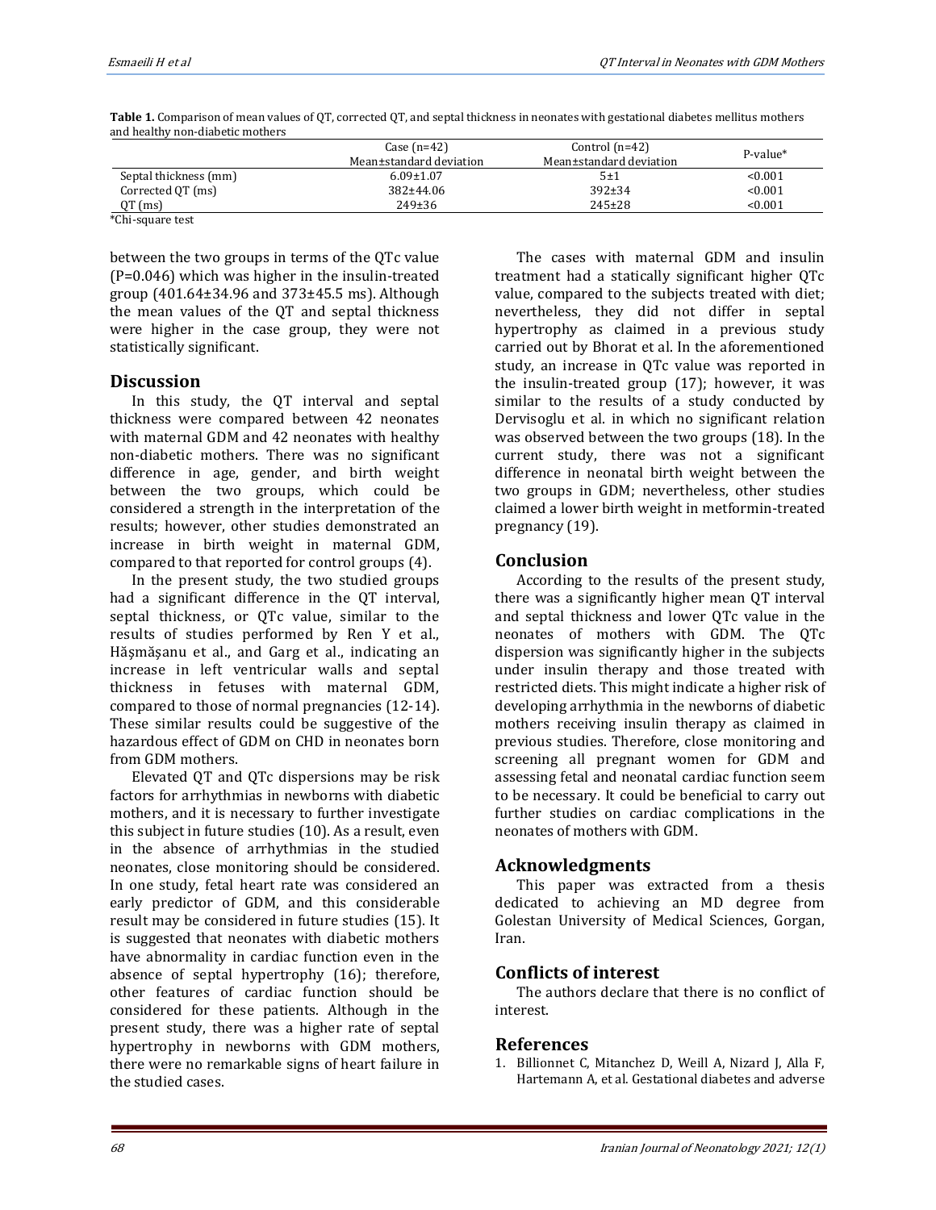**Table 1.** Comparison of mean values of QT, corrected QT, and septal thickness in neonates with gestational diabetes mellitus mothers and healthy non-diabetic mothers

| | Case (n=42) Mean±standard deviation | Control (n=42) Mean±standard deviation | P-value* |
|---|---|---|---|
| Septal thickness (mm) | 6.09±1.07 | 5±1 | <0.001 |
| Corrected QT (ms) | 382±44.06 | 392±34 | <0.001 |
| QT (ms) | 249±36 | 245±28 | <0.001 |

*Chi-square test

between the two groups in terms of the QTc value (P=0.046) which was higher in the insulin-treated group (401.64±34.96 and 373±45.5 ms). Although the mean values of the QT and septal thickness were higher in the case group, they were not statistically significant.

## Discussion

In this study, the QT interval and septal thickness were compared between 42 neonates with maternal GDM and 42 neonates with healthy non-diabetic mothers. There was no significant difference in age, gender, and birth weight between the two groups, which could be considered a strength in the interpretation of the results; however, other studies demonstrated an increase in birth weight in maternal GDM, compared to that reported for control groups (4).

In the present study, the two studied groups had a significant difference in the QT interval, septal thickness, or QTc value, similar to the results of studies performed by Ren Y et al., Hăşmăşanu et al., and Garg et al., indicating an increase in left ventricular walls and septal thickness in fetuses with maternal GDM, compared to those of normal pregnancies (12-14). These similar results could be suggestive of the hazardous effect of GDM on CHD in neonates born from GDM mothers.

Elevated QT and QTc dispersions may be risk factors for arrhythmias in newborns with diabetic mothers, and it is necessary to further investigate this subject in future studies (10). As a result, even in the absence of arrhythmias in the studied neonates, close monitoring should be considered. In one study, fetal heart rate was considered an early predictor of GDM, and this considerable result may be considered in future studies (15). It is suggested that neonates with diabetic mothers have abnormality in cardiac function even in the absence of septal hypertrophy (16); therefore, other features of cardiac function should be considered for these patients. Although in the present study, there was a higher rate of septal hypertrophy in newborns with GDM mothers, there were no remarkable signs of heart failure in the studied cases.

The cases with maternal GDM and insulin treatment had a statically significant higher QTc value, compared to the subjects treated with diet; nevertheless, they did not differ in septal hypertrophy as claimed in a previous study carried out by Bhorat et al. In the aforementioned study, an increase in QTc value was reported in the insulin-treated group (17); however, it was similar to the results of a study conducted by Dervisoglu et al. in which no significant relation was observed between the two groups (18). In the current study, there was not a significant difference in neonatal birth weight between the two groups in GDM; nevertheless, other studies claimed a lower birth weight in metformin-treated pregnancy (19).

## Conclusion

According to the results of the present study, there was a significantly higher mean QT interval and septal thickness and lower QTc value in the neonates of mothers with GDM. The QTc dispersion was significantly higher in the subjects under insulin therapy and those treated with restricted diets. This might indicate a higher risk of developing arrhythmia in the newborns of diabetic mothers receiving insulin therapy as claimed in previous studies. Therefore, close monitoring and screening all pregnant women for GDM and assessing fetal and neonatal cardiac function seem to be necessary. It could be beneficial to carry out further studies on cardiac complications in the neonates of mothers with GDM.

## Acknowledgments

This paper was extracted from a thesis dedicated to achieving an MD degree from Golestan University of Medical Sciences, Gorgan, Iran.

## Conflicts of interest

The authors declare that there is no conflict of interest.

## References

1. Billionnet C, Mitanchez D, Weill A, Nizard J, Alla F, Hartemann A, et al. Gestational diabetes and adverse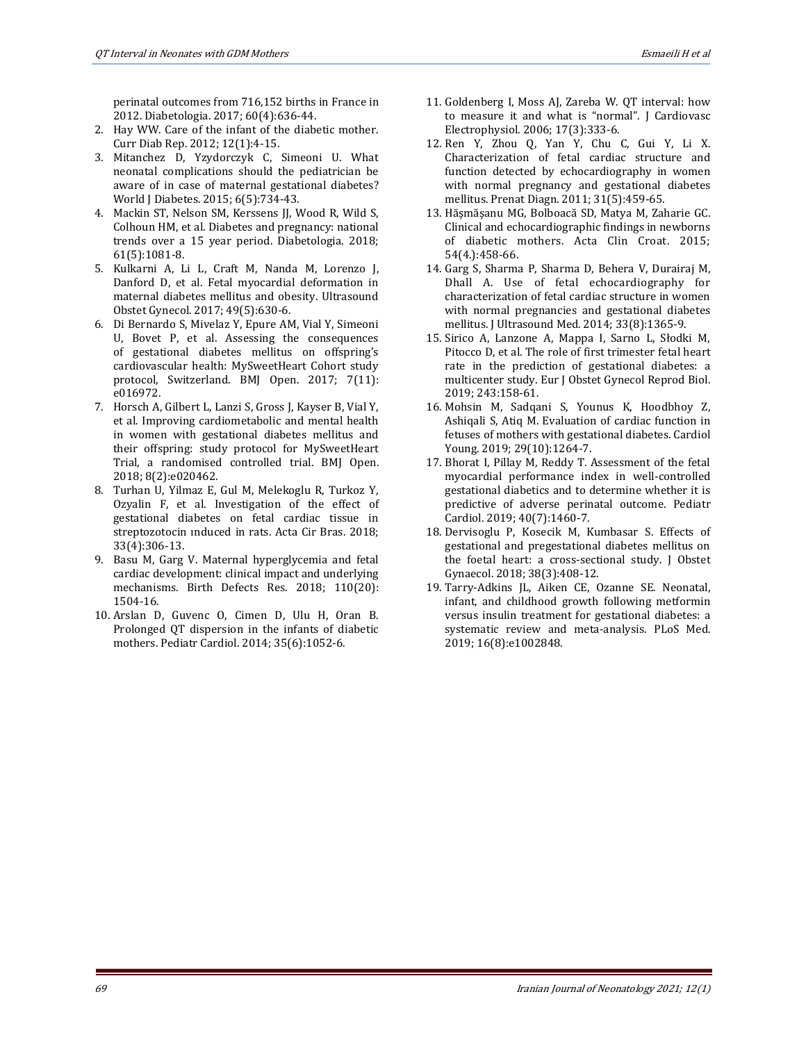perinatal outcomes from 716,152 births in France in 2012. Diabetologia. 2017; 60(4):636-44.

2. Hay WW. Care of the infant of the diabetic mother. Curr Diab Rep. 2012; 12(1):4-15.
3. Mitanchez D, Yzydorczyk C, Simeoni U. What neonatal complications should the pediatrician be aware of in case of maternal gestational diabetes? World J Diabetes. 2015; 6(5):734-43.
4. Mackin ST, Nelson SM, Kerssens JJ, Wood R, Wild S, Colhoun HM, et al. Diabetes and pregnancy: national trends over a 15 year period. Diabetologia. 2018; 61(5):1081-8.
5. Kulkarni A, Li L, Craft M, Nanda M, Lorenzo J, Danford D, et al. Fetal myocardial deformation in maternal diabetes mellitus and obesity. Ultrasound Obstet Gynecol. 2017; 49(5):630-6.
6. Di Bernardo S, Mivelaz Y, Epure AM, Vial Y, Simeoni U, Bovet P, et al. Assessing the consequences of gestational diabetes mellitus on offspring's cardiovascular health: MySweetHeart Cohort study protocol, Switzerland. BMJ Open. 2017; 7(11): e016972.
7. Horsch A, Gilbert L, Lanzi S, Gross J, Kayser B, Vial Y, et al. Improving cardiometabolic and mental health in women with gestational diabetes mellitus and their offspring: study protocol for MySweetHeart Trial, a randomised controlled trial. BMJ Open. 2018; 8(2):e020462.
8. Turhan U, Yilmaz E, Gul M, Melekoglu R, Turkoz Y, Ozyalin F, et al. Investigation of the effect of gestational diabetes on fetal cardiac tissue in streptozotocin ınduced in rats. Acta Cir Bras. 2018; 33(4):306-13.
9. Basu M, Garg V. Maternal hyperglycemia and fetal cardiac development: clinical impact and underlying mechanisms. Birth Defects Res. 2018; 110(20): 1504-16.
10. Arslan D, Guvenc O, Cimen D, Ulu H, Oran B. Prolonged QT dispersion in the infants of diabetic mothers. Pediatr Cardiol. 2014; 35(6):1052-6.
11. Goldenberg I, Moss AJ, Zareba W. QT interval: how to measure it and what is "normal". J Cardiovasc Electrophysiol. 2006; 17(3):333-6.
12. Ren Y, Zhou Q, Yan Y, Chu C, Gui Y, Li X. Characterization of fetal cardiac structure and function detected by echocardiography in women with normal pregnancy and gestational diabetes mellitus. Prenat Diagn. 2011; 31(5):459-65.
13. Hăşmăşanu MG, Bolboacă SD, Matya M, Zaharie GC. Clinical and echocardiographic findings in newborns of diabetic mothers. Acta Clin Croat. 2015; 54(4.):458-66.
14. Garg S, Sharma P, Sharma D, Behera V, Durairaj M, Dhall A. Use of fetal echocardiography for characterization of fetal cardiac structure in women with normal pregnancies and gestational diabetes mellitus. J Ultrasound Med. 2014; 33(8):1365-9.
15. Sirico A, Lanzone A, Mappa I, Sarno L, Słodki M, Pitocco D, et al. The role of first trimester fetal heart rate in the prediction of gestational diabetes: a multicenter study. Eur J Obstet Gynecol Reprod Biol. 2019; 243:158-61.
16. Mohsin M, Sadqani S, Younus K, Hoodbhoy Z, Ashiqali S, Atiq M. Evaluation of cardiac function in fetuses of mothers with gestational diabetes. Cardiol Young. 2019; 29(10):1264-7.
17. Bhorat I, Pillay M, Reddy T. Assessment of the fetal myocardial performance index in well-controlled gestational diabetics and to determine whether it is predictive of adverse perinatal outcome. Pediatr Cardiol. 2019; 40(7):1460-7.
18. Dervisoglu P, Kosecik M, Kumbasar S. Effects of gestational and pregestational diabetes mellitus on the foetal heart: a cross-sectional study. J Obstet Gynaecol. 2018; 38(3):408-12.
19. Tarry-Adkins JL, Aiken CE, Ozanne SE. Neonatal, infant, and childhood growth following metformin versus insulin treatment for gestational diabetes: a systematic review and meta-analysis. PLoS Med. 2019; 16(8):e1002848.